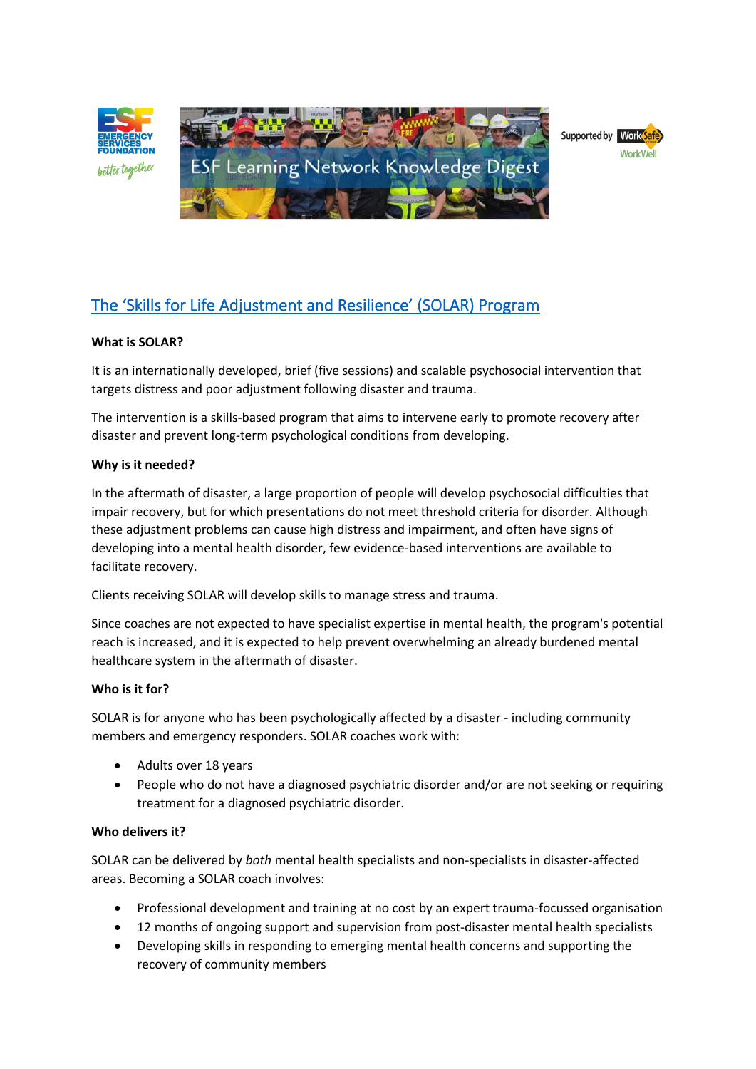# The 'Skills for Life Adjustment and Resilience' (SOLAR) Program

**What is SOLAR?**

It is an internationally developed, brief (five sessions) and scalable psychosocial intervention that targets distress and poor adjustment following disaster and trauma.

The intervention is a skills-based program that aims to intervene early to promote recovery after disaster and prevent long-term psychological conditions from developing.

**Why is it needed?**

In the aftermath of disaster, a large proportion of people will develop psychosocial difficulties that impair recovery, but for which presentations do not meet threshold criteria for disorder. Although these adjustment problems can cause high distress and impairment, and often have signs of developing into a mental health disorder, few evidence-based interventions are available to facilitate recovery.

Clients receiving SOLAR will develop skills to manage stress and trauma.

Since coaches are not expected to have specialist expertise in mental health, the program's potential reach is increased, and it is expected to help prevent overwhelming an already burdened mental healthcare system in the aftermath of disaster.

**Who is it for?**

SOLAR is for anyone who has been psychologically affected by a disaster - including community members and emergency responders. SOLAR coaches work with:

- Adults over 18 years
- People who do not have a diagnosed psychiatric disorder and/or are not seeking or requiring treatment for a diagnosed psychiatric disorder.

**Who delivers it?**

SOLAR can be delivered by *both* mental health specialists and non-specialists in disaster-affected areas. Becoming a SOLAR coach involves:

- Professional development and training at no cost by an expert trauma-focussed organisation
- 12 months of ongoing support and supervision from post-disaster mental health specialists
- Developing skills in responding to emerging mental health concerns and supporting the recovery of community members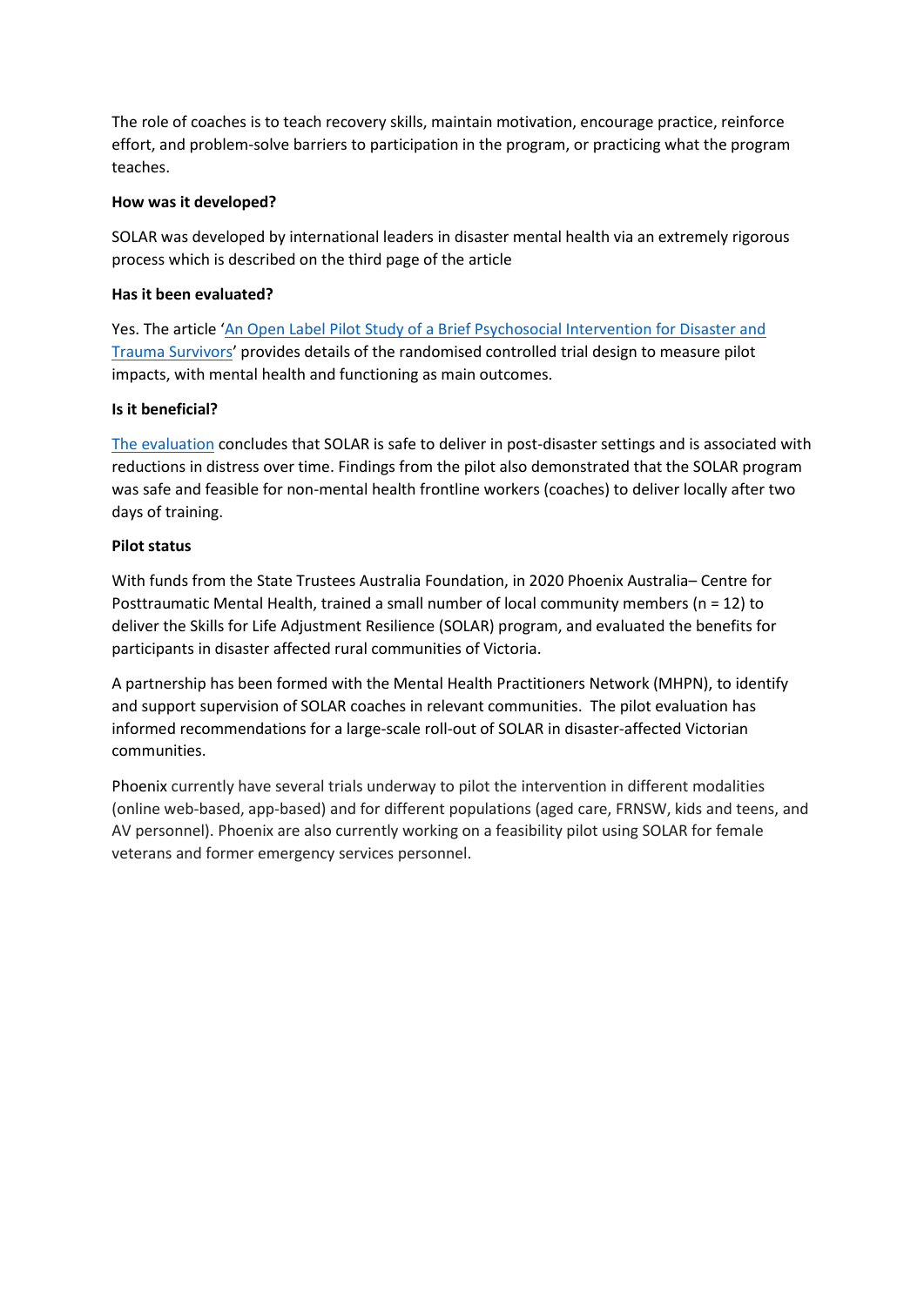The role of coaches is to teach recovery skills, maintain motivation, encourage practice, reinforce effort, and problem-solve barriers to participation in the program, or practicing what the program teaches.

**How was it developed?**

SOLAR was developed by international leaders in disaster mental health via an extremely rigorous process which is described on the third page of the article

**Has it been evaluated?**

Yes. The article '[An Open Label Pilot Study of a Brief Psychosocial Intervention for Disaster and Trauma Survivors](#)' provides details of the randomised controlled trial design to measure pilot impacts, with mental health and functioning as main outcomes.

**Is it beneficial?**

[The evaluation](#) concludes that SOLAR is safe to deliver in post-disaster settings and is associated with reductions in distress over time. Findings from the pilot also demonstrated that the SOLAR program was safe and feasible for non-mental health frontline workers (coaches) to deliver locally after two days of training.

**Pilot status**

With funds from the State Trustees Australia Foundation, in 2020 Phoenix Australia– Centre for Posttraumatic Mental Health, trained a small number of local community members (n = 12) to deliver the Skills for Life Adjustment Resilience (SOLAR) program, and evaluated the benefits for participants in disaster affected rural communities of Victoria.

A partnership has been formed with the Mental Health Practitioners Network (MHPN), to identify and support supervision of SOLAR coaches in relevant communities. The pilot evaluation has informed recommendations for a large-scale roll-out of SOLAR in disaster-affected Victorian communities.

Phoenix currently have several trials underway to pilot the intervention in different modalities (online web-based, app-based) and for different populations (aged care, FRNSW, kids and teens, and AV personnel). Phoenix are also currently working on a feasibility pilot using SOLAR for female veterans and former emergency services personnel.